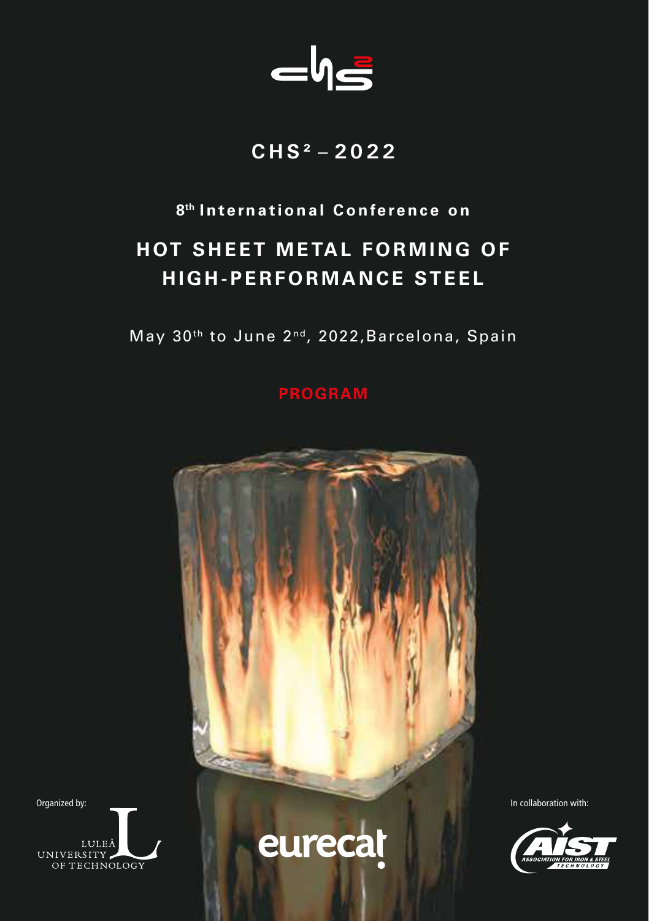# CHS² – 2022

## 8th International Conference on

# HOT SHEET METAL FORMING OF HIGH-PERFORMANCE STEEL

May 30th to June 2nd, 2022, Barcelona, Spain

**PROGRAM**

Organized by:

LULEÅ UNIVERSITY OF TECHNOLOGY

eurecat

In collaboration with:

AIST ASSOCIATION FOR IRON & STEEL TECHNOLOGY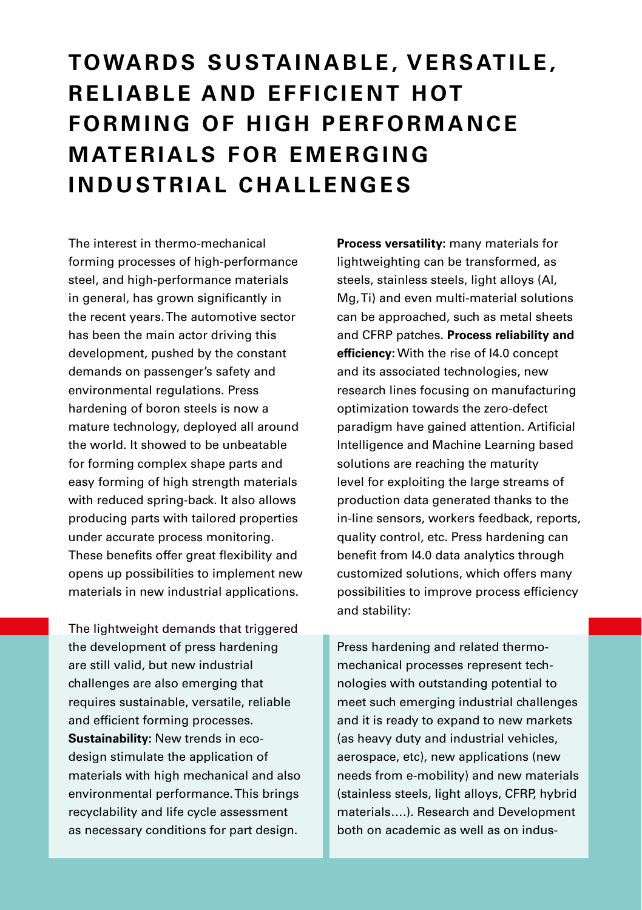# TOWARDS SUSTAINABLE, VERSATILE, RELIABLE AND EFFICIENT HOT FORMING OF HIGH PERFORMANCE MATERIALS FOR EMERGING INDUSTRIAL CHALLENGES

The interest in thermo-mechanical forming processes of high-performance steel, and high-performance materials in general, has grown significantly in the recent years. The automotive sector has been the main actor driving this development, pushed by the constant demands on passenger's safety and environmental regulations. Press hardening of boron steels is now a mature technology, deployed all around the world. It showed to be unbeatable for forming complex shape parts and easy forming of high strength materials with reduced spring-back. It also allows producing parts with tailored properties under accurate process monitoring. These benefits offer great flexibility and opens up possibilities to implement new materials in new industrial applications.

**Process versatility:** many materials for lightweighting can be transformed, as steels, stainless steels, light alloys (Al, Mg, Ti) and even multi-material solutions can be approached, such as metal sheets and CFRP patches. **Process reliability and efficiency:** With the rise of I4.0 concept and its associated technologies, new research lines focusing on manufacturing optimization towards the zero-defect paradigm have gained attention. Artificial Intelligence and Machine Learning based solutions are reaching the maturity level for exploiting the large streams of production data generated thanks to the in-line sensors, workers feedback, reports, quality control, etc. Press hardening can benefit from I4.0 data analytics through customized solutions, which offers many possibilities to improve process efficiency and stability:

The lightweight demands that triggered the development of press hardening are still valid, but new industrial challenges are also emerging that requires sustainable, versatile, reliable and efficient forming processes. **Sustainability:** New trends in eco-design stimulate the application of materials with high mechanical and also environmental performance. This brings recyclability and life cycle assessment as necessary conditions for part design.

Press hardening and related thermo-mechanical processes represent technologies with outstanding potential to meet such emerging industrial challenges and it is ready to expand to new markets (as heavy duty and industrial vehicles, aerospace, etc), new applications (new needs from e-mobility) and new materials (stainless steels, light alloys, CFRP, hybrid materials….). Research and Development both on academic as well as on indus-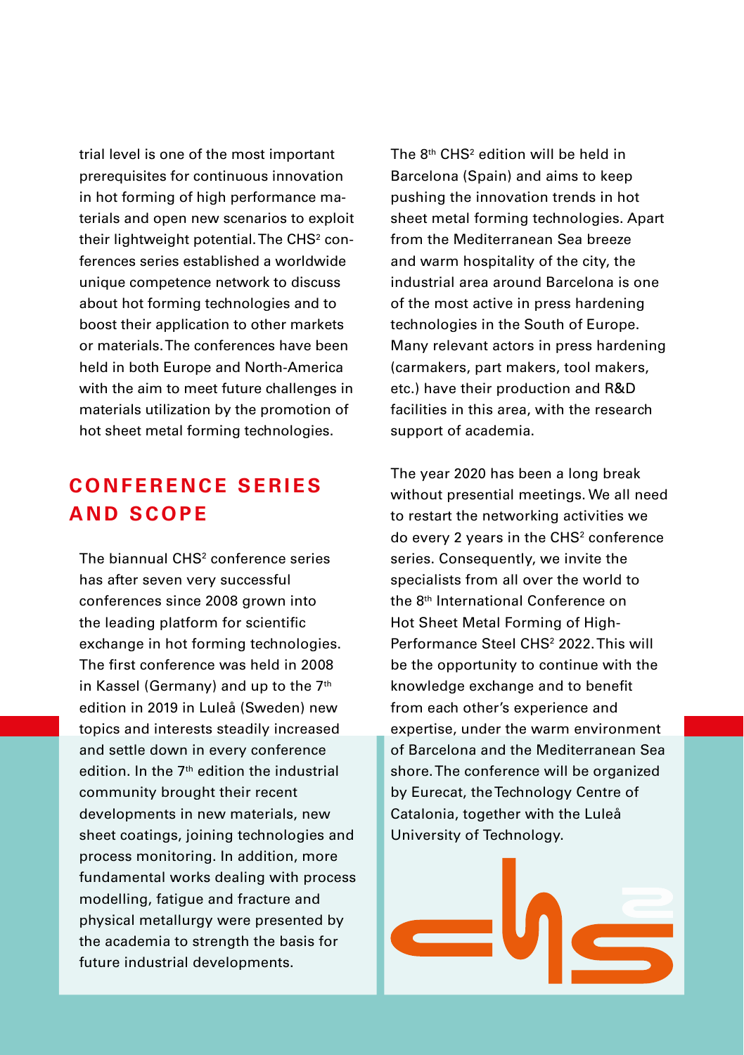trial level is one of the most important prerequisites for continuous innovation in hot forming of high performance materials and open new scenarios to exploit their lightweight potential. The CHS² conferences series established a worldwide unique competence network to discuss about hot forming technologies and to boost their application to other markets or materials. The conferences have been held in both Europe and North-America with the aim to meet future challenges in materials utilization by the promotion of hot sheet metal forming technologies.

## CONFERENCE SERIES AND SCOPE

The biannual CHS² conference series has after seven very successful conferences since 2008 grown into the leading platform for scientific exchange in hot forming technologies. The first conference was held in 2008 in Kassel (Germany) and up to the 7th edition in 2019 in Luleå (Sweden) new topics and interests steadily increased and settle down in every conference edition. In the 7th edition the industrial community brought their recent developments in new materials, new sheet coatings, joining technologies and process monitoring. In addition, more fundamental works dealing with process modelling, fatigue and fracture and physical metallurgy were presented by the academia to strength the basis for future industrial developments.

The 8th CHS² edition will be held in Barcelona (Spain) and aims to keep pushing the innovation trends in hot sheet metal forming technologies. Apart from the Mediterranean Sea breeze and warm hospitality of the city, the industrial area around Barcelona is one of the most active in press hardening technologies in the South of Europe. Many relevant actors in press hardening (carmakers, part makers, tool makers, etc.) have their production and R&D facilities in this area, with the research support of academia.

The year 2020 has been a long break without presential meetings. We all need to restart the networking activities we do every 2 years in the CHS² conference series. Consequently, we invite the specialists from all over the world to the 8th International Conference on Hot Sheet Metal Forming of High-Performance Steel CHS² 2022. This will be the opportunity to continue with the knowledge exchange and to benefit from each other's experience and expertise, under the warm environment of Barcelona and the Mediterranean Sea shore. The conference will be organized by Eurecat, the Technology Centre of Catalonia, together with the Luleå University of Technology.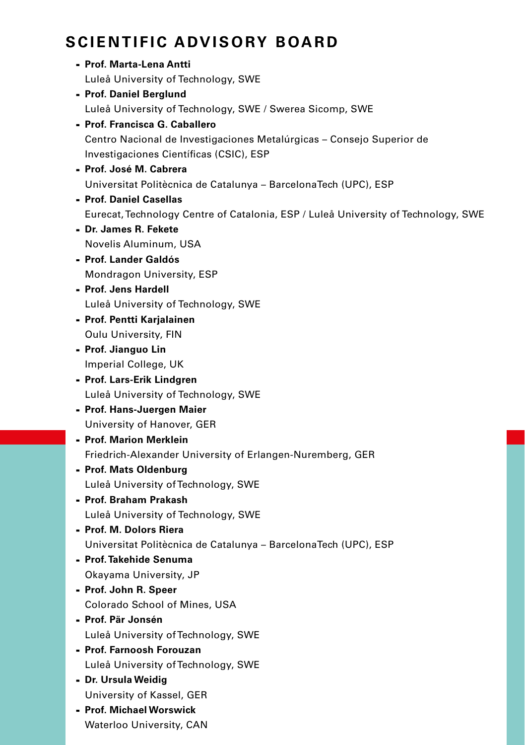## SCIENTIFIC ADVISORY BOARD

- **Prof. Marta-Lena Antti**
  Luleå University of Technology, SWE
- **Prof. Daniel Berglund**
  Luleå University of Technology, SWE / Swerea Sicomp, SWE
- **Prof. Francisca G. Caballero**
  Centro Nacional de Investigaciones Metalúrgicas – Consejo Superior de Investigaciones Científicas (CSIC), ESP
- **Prof. José M. Cabrera**
  Universitat Politècnica de Catalunya – BarcelonaTech (UPC), ESP
- **Prof. Daniel Casellas**
  Eurecat, Technology Centre of Catalonia, ESP / Luleå University of Technology, SWE
- **Dr. James R. Fekete**
  Novelis Aluminum, USA
- **Prof. Lander Galdós**
  Mondragon University, ESP
- **Prof. Jens Hardell**
  Luleå University of Technology, SWE
- **Prof. Pentti Karjalainen**
  Oulu University, FIN
- **Prof. Jianguo Lin**
  Imperial College, UK
- **Prof. Lars-Erik Lindgren**
  Luleå University of Technology, SWE
- **Prof. Hans-Juergen Maier**
  University of Hanover, GER
- **Prof. Marion Merklein**
  Friedrich-Alexander University of Erlangen-Nuremberg, GER
- **Prof. Mats Oldenburg**
  Luleå University of Technology, SWE
- **Prof. Braham Prakash**
  Luleå University of Technology, SWE
- **Prof. M. Dolors Riera**
  Universitat Politècnica de Catalunya – BarcelonaTech (UPC), ESP
- **Prof. Takehide Senuma**
  Okayama University, JP
- **Prof. John R. Speer**
  Colorado School of Mines, USA
- **Prof. Pär Jonsén**
  Luleå University of Technology, SWE
- **Prof. Farnoosh Forouzan**
  Luleå University of Technology, SWE
- **Dr. Ursula Weidig**
  University of Kassel, GER
- **Prof. Michael Worswick**
  Waterloo University, CAN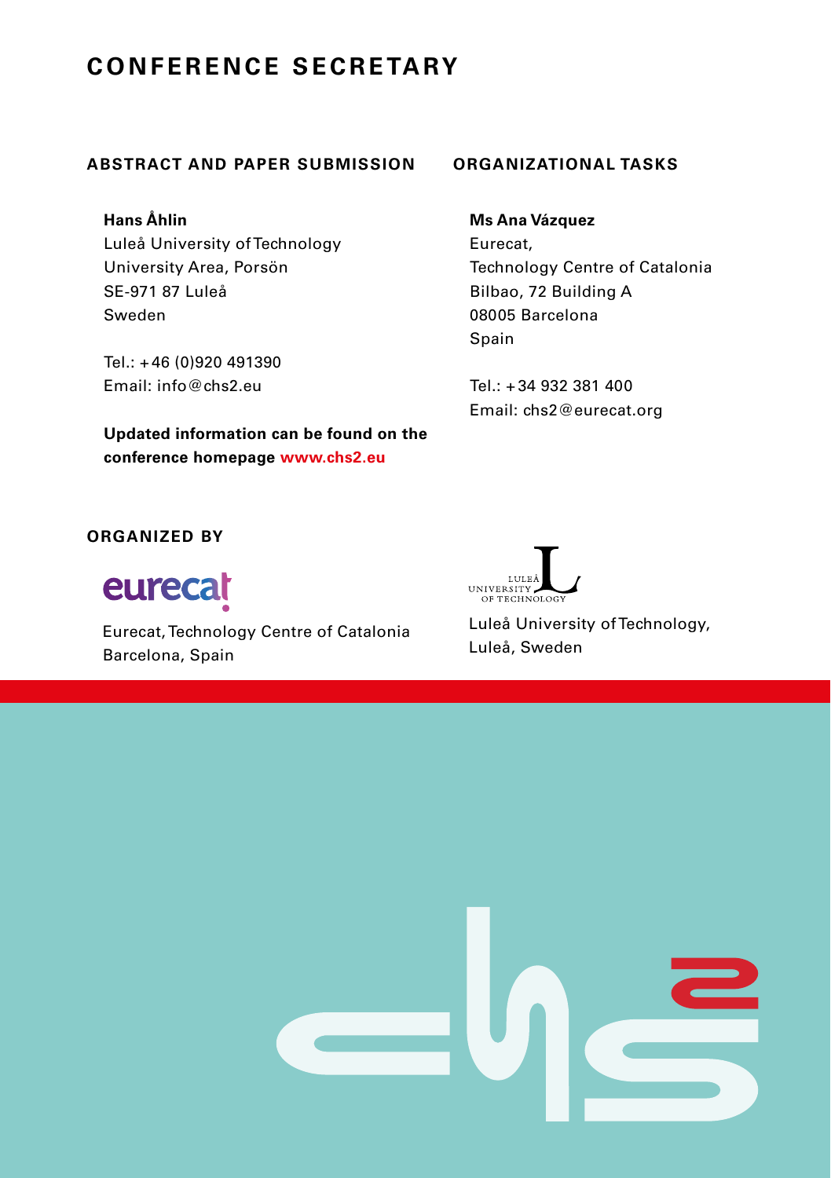# CONFERENCE SECRETARY

## ABSTRACT AND PAPER SUBMISSION

**Hans Åhlin**
Luleå University of Technology
University Area, Porsön
SE-971 87 Luleå
Sweden

Tel.: +46 (0)920 491390
Email: info@chs2.eu

**Updated information can be found on the conference homepage www.chs2.eu**

## ORGANIZATIONAL TASKS

**Ms Ana Vázquez**
Eurecat,
Technology Centre of Catalonia
Bilbao, 72 Building A
08005 Barcelona
Spain

Tel.: +34 932 381 400
Email: chs2@eurecat.org

## ORGANIZED BY

Eurecat, Technology Centre of Catalonia
Barcelona, Spain

Luleå University of Technology,
Luleå, Sweden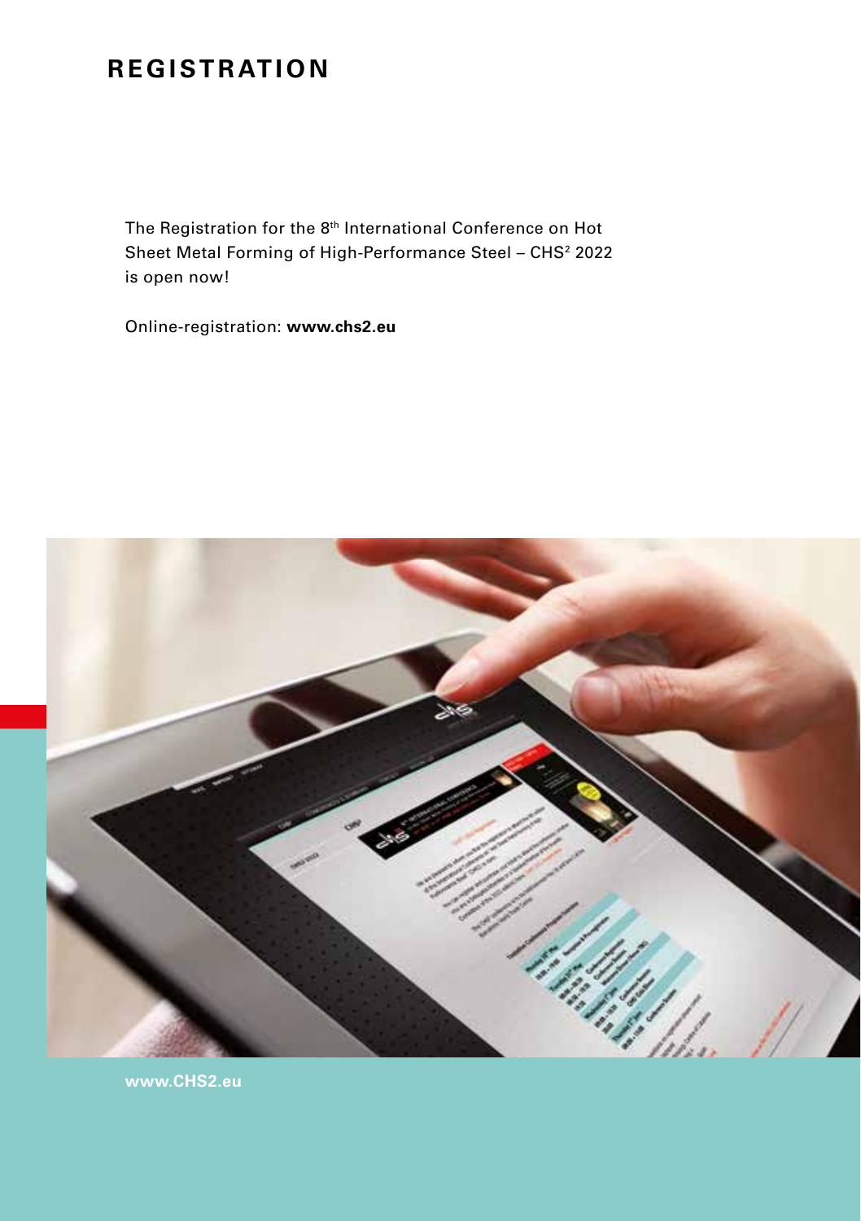# REGISTRATION

The Registration for the 8th International Conference on Hot Sheet Metal Forming of High-Performance Steel – CHS² 2022 is open now!

Online-registration: **www.chs2.eu**

**www.CHS2.eu**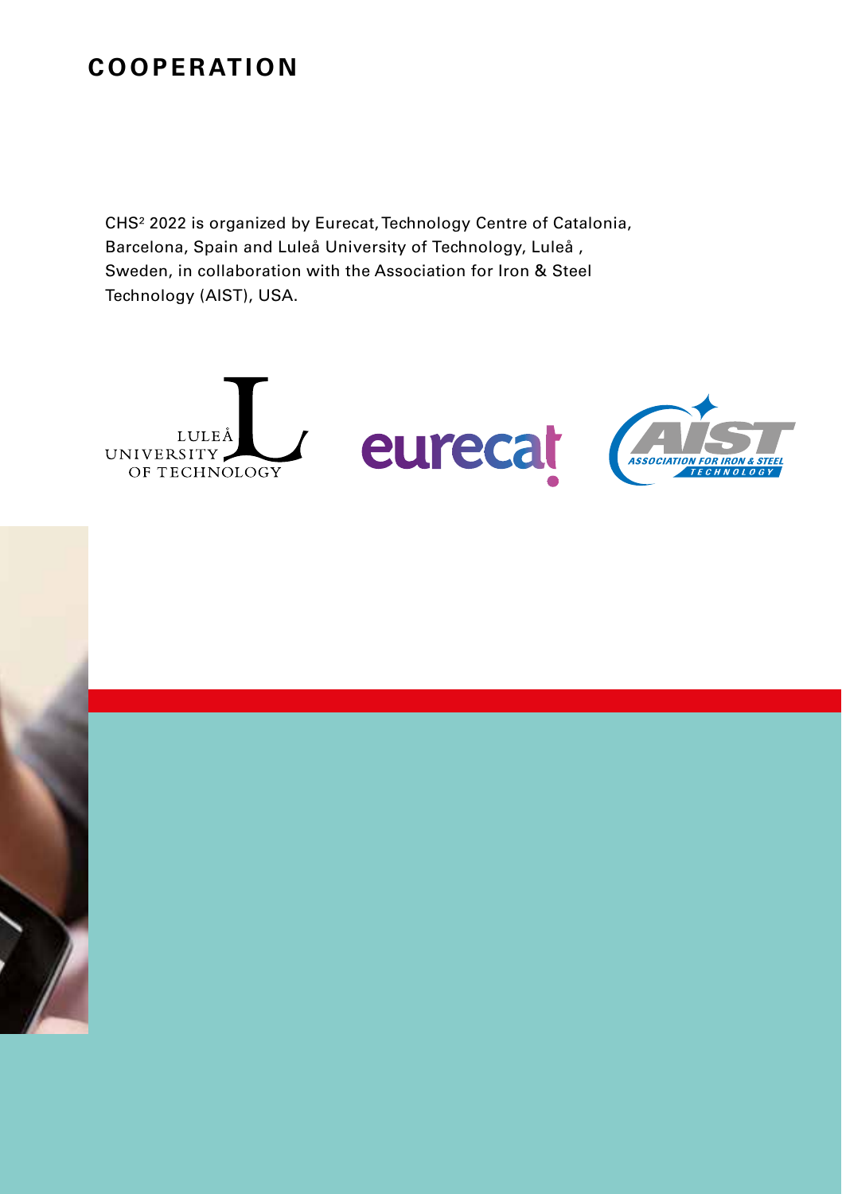# COOPERATION

CHS[2] 2022 is organized by Eurecat, Technology Centre of Catalonia, Barcelona, Spain and Luleå University of Technology, Luleå , Sweden, in collaboration with the Association for Iron & Steel Technology (AIST), USA.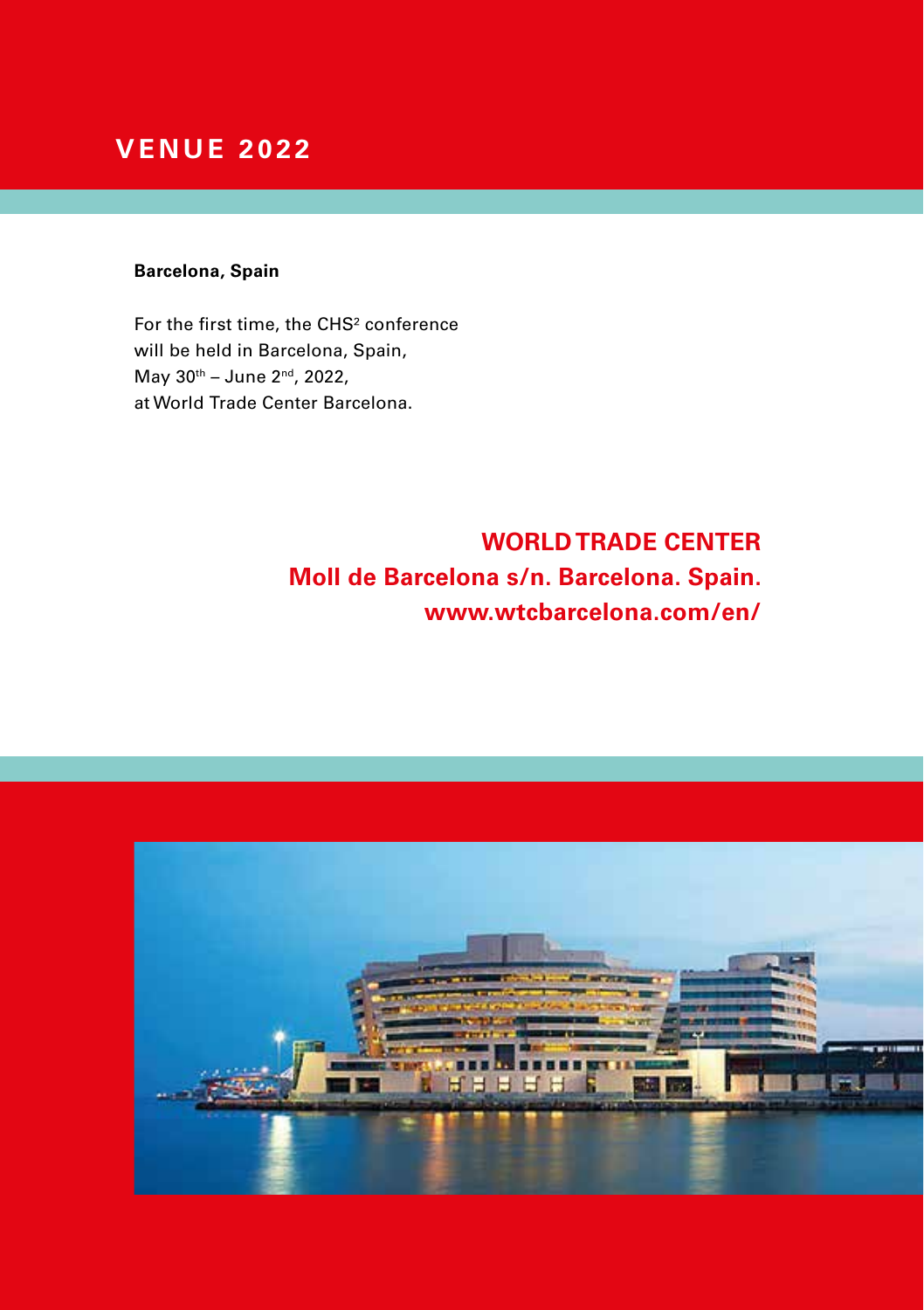# VENUE 2022

**Barcelona, Spain**

For the first time, the $CHS^2$ conference will be held in Barcelona, Spain, May 30th – June 2nd, 2022, at World Trade Center Barcelona.

**WORLD TRADE CENTER**
**Moll de Barcelona s/n. Barcelona. Spain.**
**www.wtcbarcelona.com/en/**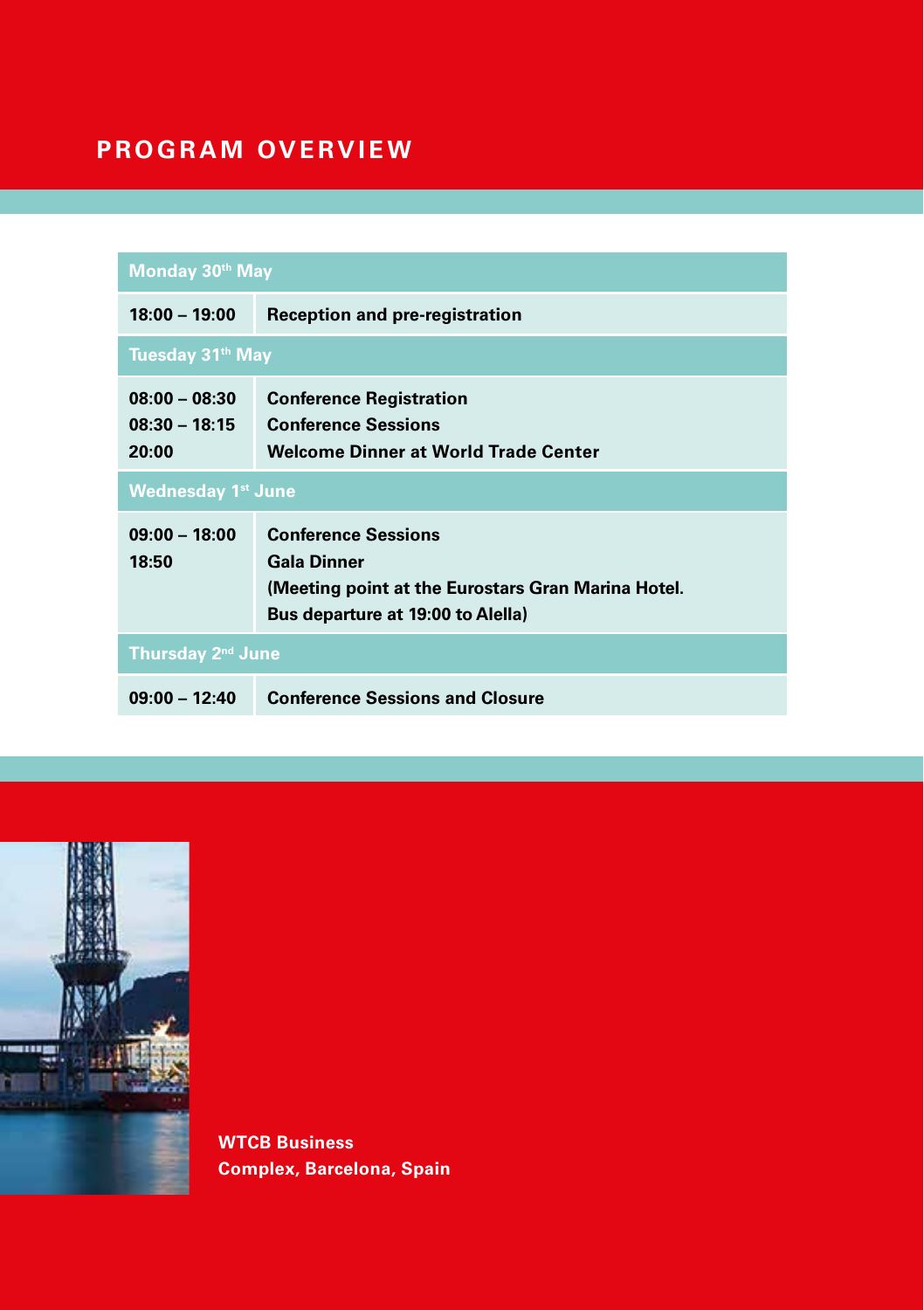# PROGRAM OVERVIEW

| Monday 30th May | |
|---|---|
| **18:00 – 19:00** | **Reception and pre-registration** |
| **Tuesday 31th May** | |
| **08:00 – 08:30**<br>**08:30 – 18:15**<br>**20:00** | **Conference Registration**<br>**Conference Sessions**<br>**Welcome Dinner at World Trade Center** |
| **Wednesday 1st June** | |
| **09:00 – 18:00**<br>**18:50** | **Conference Sessions**<br>**Gala Dinner**<br>**(Meeting point at the Eurostars Gran Marina Hotel. Bus departure at 19:00 to Alella)** |
| **Thursday 2nd June** | |
| **09:00 – 12:40** | **Conference Sessions and Closure** |

**WTCB Business Complex, Barcelona, Spain**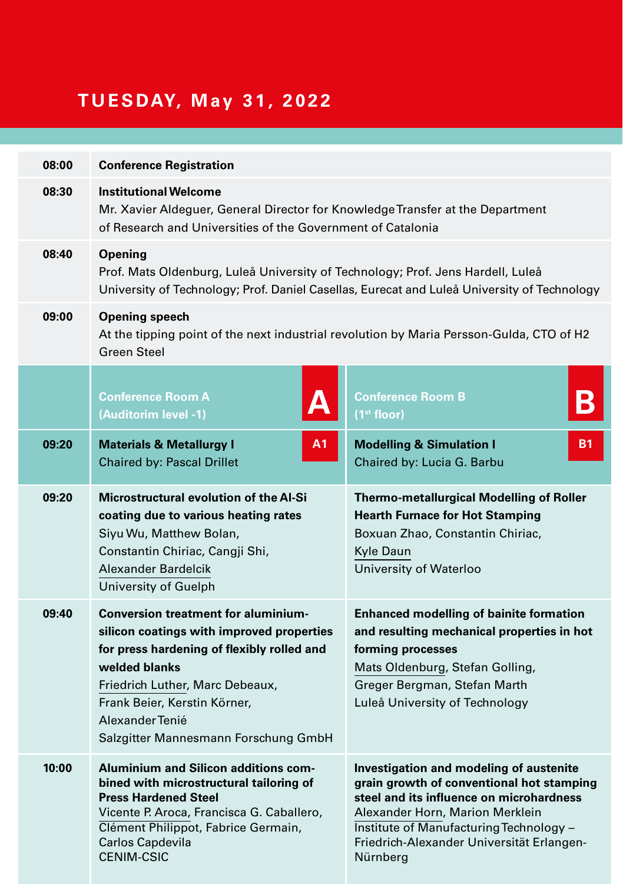# TUESDAY, May 31, 2022

| Time | Programme | |
|---|---|---|
| 08:00 | **Conference Registration** | |
| 08:30 | **Institutional Welcome**<br>Mr. Xavier Aldeguer, General Director for Knowledge Transfer at the Department of Research and Universities of the Government of Catalonia | |
| 08:40 | **Opening**<br>Prof. Mats Oldenburg, Luleå University of Technology; Prof. Jens Hardell, Luleå University of Technology; Prof. Daniel Casellas, Eurecat and Luleå University of Technology | |
| 09:00 | **Opening speech**<br>At the tipping point of the next industrial revolution by Maria Persson-Gulda, CTO of H2 Green Steel | |
| | **Conference Room A (Auditorim level -1)** — A | **Conference Room B (1st floor)** — B |
| 09:20 | **Materials & Metallurgy I** — A1<br>Chaired by: Pascal Drillet | **Modelling & Simulation I** — B1<br>Chaired by: Lucia G. Barbu |
| 09:20 | **Microstructural evolution of the Al-Si coating due to various heating rates**<br>Siyu Wu, Matthew Bolan, Constantin Chiriac, Cangji Shi, Alexander Bardelcik<br>University of Guelph | **Thermo-metallurgical Modelling of Roller Hearth Furnace for Hot Stamping**<br>Boxuan Zhao, Constantin Chiriac, Kyle Daun<br>University of Waterloo |
| 09:40 | **Conversion treatment for aluminium-silicon coatings with improved properties for press hardening of flexibly rolled and welded blanks**<br>Friedrich Luther, Marc Debeaux, Frank Beier, Kerstin Körner, Alexander Tenié<br>Salzgitter Mannesmann Forschung GmbH | **Enhanced modelling of bainite formation and resulting mechanical properties in hot forming processes**<br>Mats Oldenburg, Stefan Golling, Greger Bergman, Stefan Marth<br>Luleå University of Technology |
| 10:00 | **Aluminium and Silicon additions combined with microstructural tailoring of Press Hardened Steel**<br>Vicente P. Aroca, Francisca G. Caballero, Clément Philippot, Fabrice Germain, Carlos Capdevila<br>CENIM-CSIC | **Investigation and modeling of austenite grain growth of conventional hot stamping steel and its influence on microhardness**<br>Alexander Horn, Marion Merklein<br>Institute of Manufacturing Technology – Friedrich-Alexander Universität Erlangen-Nürnberg |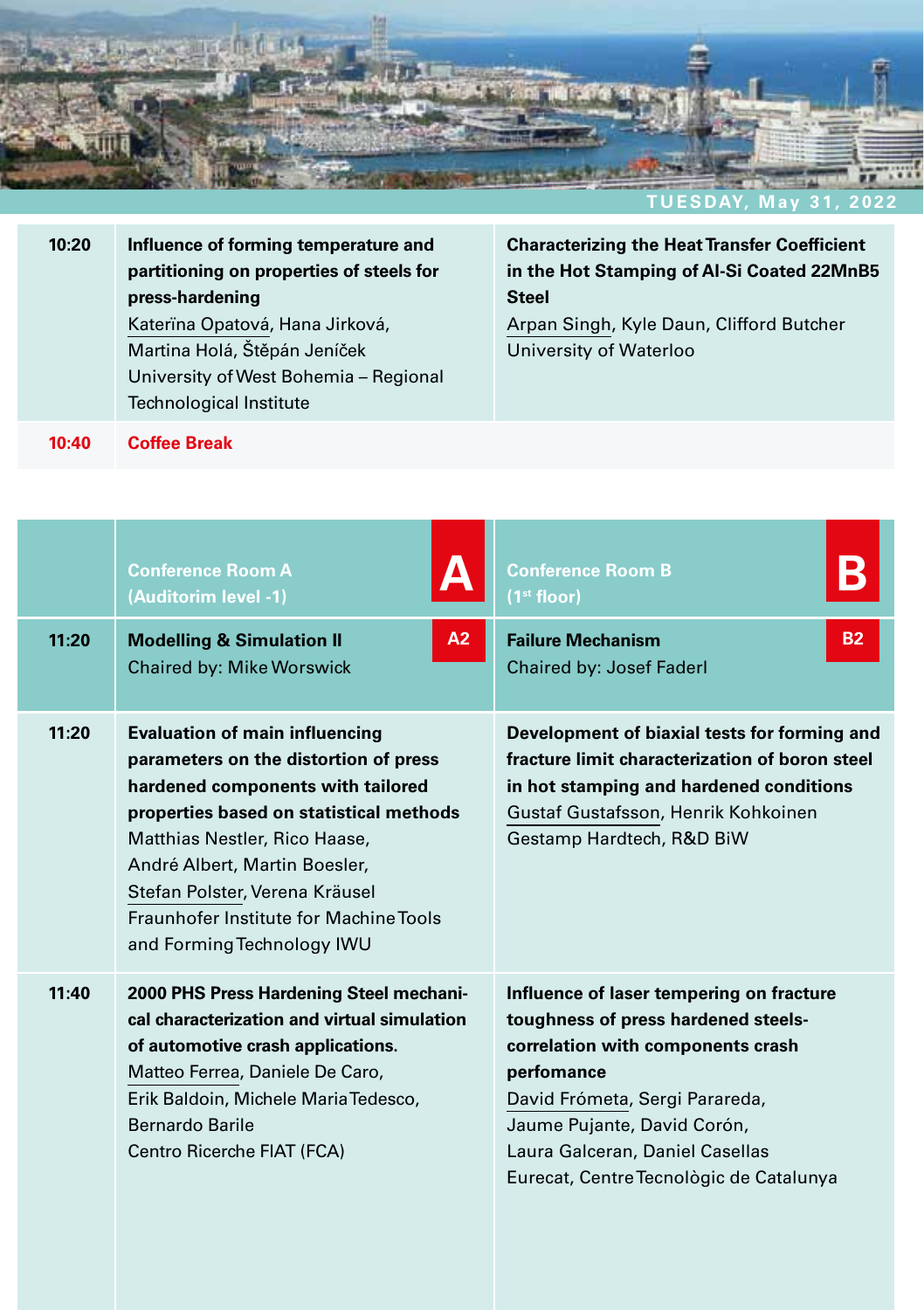## TUESDAY, May 31, 2022

| | | |
|---|---|---|
| 10:20 | **Influence of forming temperature and partitioning on properties of steels for press-hardening**<br>Kateřina Opatová, Hana Jirková, Martina Holá, Štěpán Jeníček<br>University of West Bohemia – Regional Technological Institute | **Characterizing the Heat Transfer Coefficient in the Hot Stamping of Al-Si Coated 22MnB5 Steel**<br>Arpan Singh, Kyle Daun, Clifford Butcher<br>University of Waterloo |
| 10:40 | **Coffee Break** | |

| | **A** Conference Room A (Auditorim level -1) | **B** Conference Room B (1st floor) |
|---|---|---|
| 11:20 | **A2** **Modelling & Simulation II**<br>Chaired by: Mike Worswick | **B2** **Failure Mechanism**<br>Chaired by: Josef Faderl |
| 11:20 | **Evaluation of main influencing parameters on the distortion of press hardened components with tailored properties based on statistical methods**<br>Matthias Nestler, Rico Haase, André Albert, Martin Boesler, Stefan Polster, Verena Kräusel<br>Fraunhofer Institute for Machine Tools and Forming Technology IWU | **Development of biaxial tests for forming and fracture limit characterization of boron steel in hot stamping and hardened conditions**<br>Gustaf Gustafsson, Henrik Kohkoinen<br>Gestamp Hardtech, R&D BiW |
| 11:40 | **2000 PHS Press Hardening Steel mechanical characterization and virtual simulation of automotive crash applications.**<br>Matteo Ferrea, Daniele De Caro, Erik Baldoin, Michele Maria Tedesco, Bernardo Barile<br>Centro Ricerche FIAT (FCA) | **Influence of laser tempering on fracture toughness of press hardened steels- correlation with components crash perfomance**<br>David Frómeta, Sergi Parareda, Jaume Pujante, David Corón, Laura Galceran, Daniel Casellas<br>Eurecat, Centre Tecnològic de Catalunya |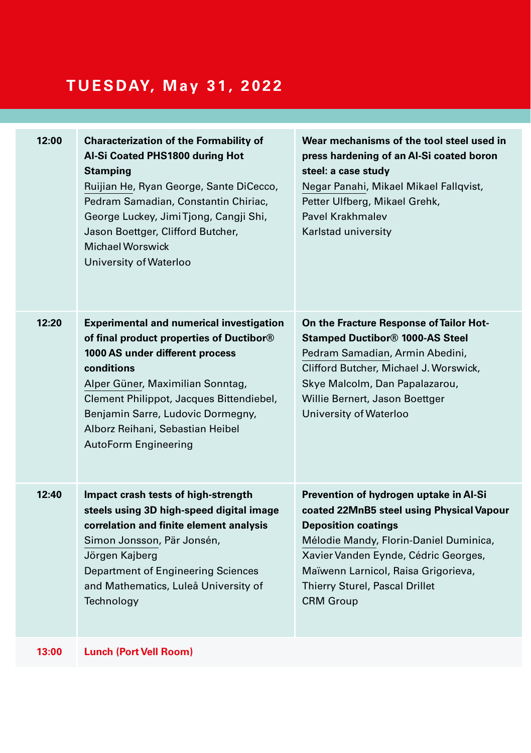# TUESDAY, May 31, 2022

| | | |
|---|---|---|
| 12:00 | **Characterization of the Formability of Al-Si Coated PHS1800 during Hot Stamping**<br>Ruijian He, Ryan George, Sante DiCecco, Pedram Samadian, Constantin Chiriac, George Luckey, Jimi Tjong, Cangji Shi, Jason Boettger, Clifford Butcher, Michael Worswick<br>University of Waterloo | **Wear mechanisms of the tool steel used in press hardening of an Al-Si coated boron steel: a case study**<br>Negar Panahi, Mikael Mikael Fallqvist, Petter Ulfberg, Mikael Grehk, Pavel Krakhmalev<br>Karlstad university |
| 12:20 | **Experimental and numerical investigation of final product properties of Ductibor® 1000 AS under different process conditions**<br>Alper Güner, Maximilian Sonntag, Clement Philippot, Jacques Bittendiebel, Benjamin Sarre, Ludovic Dormegny, Alborz Reihani, Sebastian Heibel<br>AutoForm Engineering | **On the Fracture Response of Tailor Hot-Stamped Ductibor® 1000-AS Steel**<br>Pedram Samadian, Armin Abedini, Clifford Butcher, Michael J. Worswick, Skye Malcolm, Dan Papalazarou, Willie Bernert, Jason Boettger<br>University of Waterloo |
| 12:40 | **Impact crash tests of high-strength steels using 3D high-speed digital image correlation and finite element analysis**<br>Simon Jonsson, Pär Jonsén, Jörgen Kajberg<br>Department of Engineering Sciences and Mathematics, Luleå University of Technology | **Prevention of hydrogen uptake in Al-Si coated 22MnB5 steel using Physical Vapour Deposition coatings**<br>Mélodie Mandy, Florin-Daniel Duminica, Xavier Vanden Eynde, Cédric Georges, Maïwenn Larnicol, Raisa Grigorieva, Thierry Sturel, Pascal Drillet<br>CRM Group |
| 13:00 | **Lunch (Port Vell Room)** | |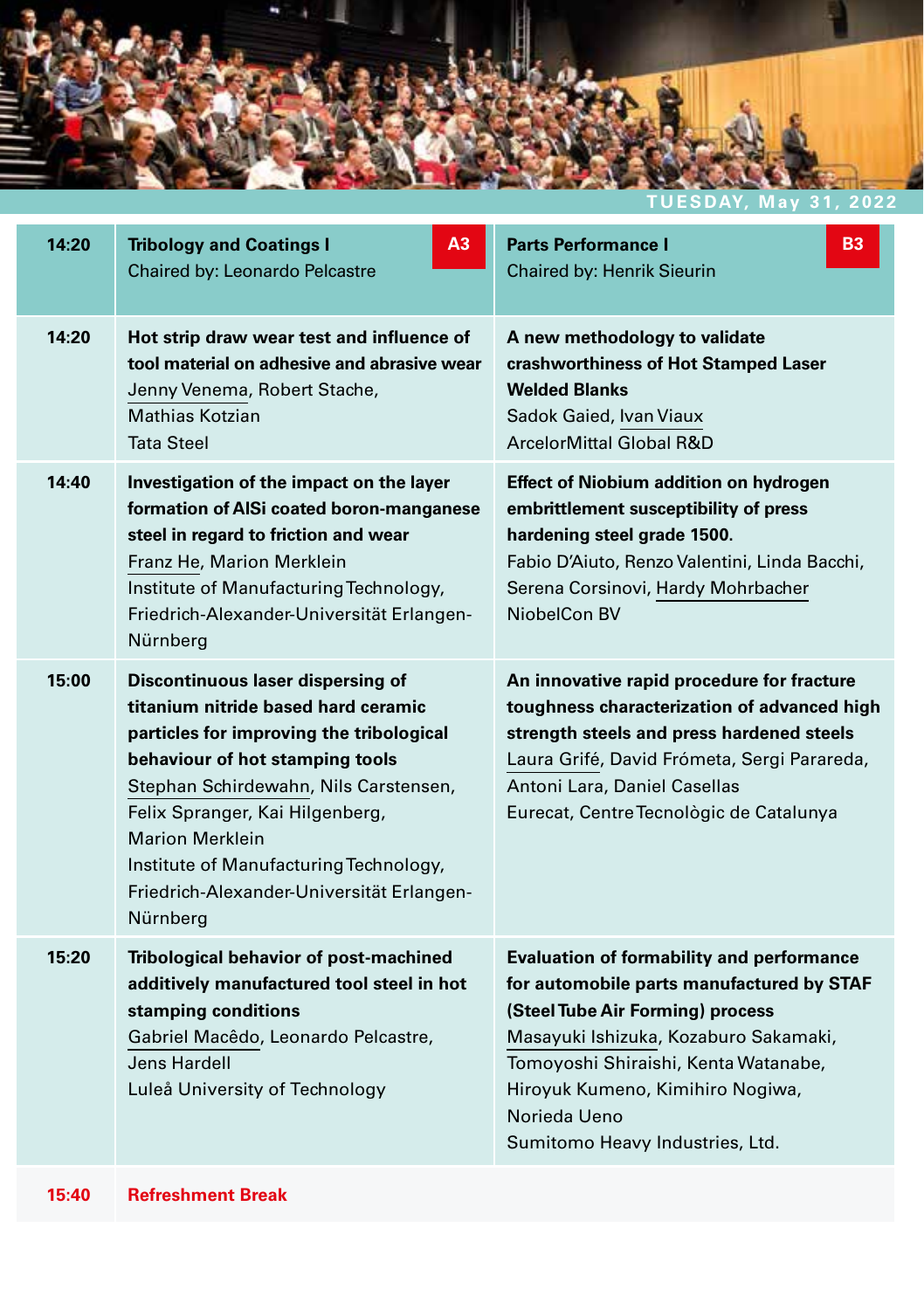TUESDAY, May 31, 2022

| 14:20 | Tribology and Coatings I **A3**<br>Chaired by: Leonardo Pelcastre | Parts Performance I **B3**<br>Chaired by: Henrik Sieurin |
|---|---|---|
| 14:20 | **Hot strip draw wear test and influence of tool material on adhesive and abrasive wear**<br>Jenny Venema, Robert Stache, Mathias Kotzian<br>Tata Steel | **A new methodology to validate crashworthiness of Hot Stamped Laser Welded Blanks**<br>Sadok Gaied, Ivan Viaux<br>ArcelorMittal Global R&D |
| 14:40 | **Investigation of the impact on the layer formation of AlSi coated boron-manganese steel in regard to friction and wear**<br>Franz He, Marion Merklein<br>Institute of Manufacturing Technology, Friedrich-Alexander-Universität Erlangen-Nürnberg | **Effect of Niobium addition on hydrogen embrittlement susceptibility of press hardening steel grade 1500.**<br>Fabio D'Aiuto, Renzo Valentini, Linda Bacchi, Serena Corsinovi, Hardy Mohrbacher<br>NiobelCon BV |
| 15:00 | **Discontinuous laser dispersing of titanium nitride based hard ceramic particles for improving the tribological behaviour of hot stamping tools**<br>Stephan Schirdewahn, Nils Carstensen, Felix Spranger, Kai Hilgenberg, Marion Merklein<br>Institute of Manufacturing Technology, Friedrich-Alexander-Universität Erlangen-Nürnberg | **An innovative rapid procedure for fracture toughness characterization of advanced high strength steels and press hardened steels**<br>Laura Grifé, David Frómeta, Sergi Parareda, Antoni Lara, Daniel Casellas<br>Eurecat, Centre Tecnològic de Catalunya |
| 15:20 | **Tribological behavior of post-machined additively manufactured tool steel in hot stamping conditions**<br>Gabriel Macêdo, Leonardo Pelcastre, Jens Hardell<br>Luleå University of Technology | **Evaluation of formability and performance for automobile parts manufactured by STAF (Steel Tube Air Forming) process**<br>Masayuki Ishizuka, Kozaburo Sakamaki, Tomoyoshi Shiraishi, Kenta Watanabe, Hiroyuk Kumeno, Kimihiro Nogiwa, Norieda Ueno<br>Sumitomo Heavy Industries, Ltd. |
| 15:40 | Refreshment Break | |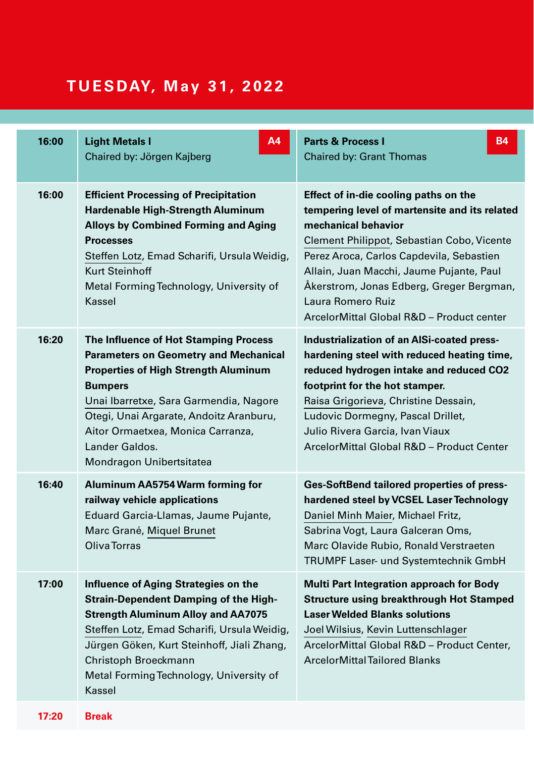# TUESDAY, May 31, 2022

| Time | A4 | B4 |
|---|---|---|
| 16:00 | **Light Metals I**<br>Chaired by: Jörgen Kajberg | **Parts & Process I**<br>Chaired by: Grant Thomas |
| 16:00 | **Efficient Processing of Precipitation Hardenable High-Strength Aluminum Alloys by Combined Forming and Aging Processes**<br>Steffen Lotz, Emad Scharifi, Ursula Weidig, Kurt Steinhoff<br>Metal Forming Technology, University of Kassel | **Effect of in-die cooling paths on the tempering level of martensite and its related mechanical behavior**<br>Clement Philippot, Sebastian Cobo, Vicente Perez Aroca, Carlos Capdevila, Sebastien Allain, Juan Macchi, Jaume Pujante, Paul Åkerstrom, Jonas Edberg, Greger Bergman, Laura Romero Ruiz<br>ArcelorMittal Global R&D – Product center |
| 16:20 | **The Influence of Hot Stamping Process Parameters on Geometry and Mechanical Properties of High Strength Aluminum Bumpers**<br>Unai Ibarretxe, Sara Garmendia, Nagore Otegi, Unai Argarate, Andoitz Aranburu, Aitor Ormaetxea, Monica Carranza, Lander Galdos.<br>Mondragon Unibertsitatea | **Industrialization of an AlSi-coated press-hardening steel with reduced heating time, reduced hydrogen intake and reduced CO2 footprint for the hot stamper.**<br>Raisa Grigorieva, Christine Dessain, Ludovic Dormegny, Pascal Drillet, Julio Rivera Garcia, Ivan Viaux<br>ArcelorMittal Global R&D – Product Center |
| 16:40 | **Aluminum AA5754 Warm forming for railway vehicle applications**<br>Eduard Garcia-Llamas, Jaume Pujante, Marc Grané, Miquel Brunet<br>Oliva Torras | **Ges-SoftBend tailored properties of press-hardened steel by VCSEL Laser Technology**<br>Daniel Minh Maier, Michael Fritz, Sabrina Vogt, Laura Galceran Oms, Marc Olavide Rubio, Ronald Verstraeten<br>TRUMPF Laser- und Systemtechnik GmbH |
| 17:00 | **Influence of Aging Strategies on the Strain-Dependent Damping of the High-Strength Aluminum Alloy and AA7075**<br>Steffen Lotz, Emad Scharifi, Ursula Weidig, Jürgen Göken, Kurt Steinhoff, Jiali Zhang, Christoph Broeckmann<br>Metal Forming Technology, University of Kassel | **Multi Part Integration approach for Body Structure using breakthrough Hot Stamped Laser Welded Blanks solutions**<br>Joel Wilsius, Kevin Luttenschlager<br>ArcelorMittal Global R&D – Product Center, ArcelorMittal Tailored Blanks |
| 17:20 | **Break** | |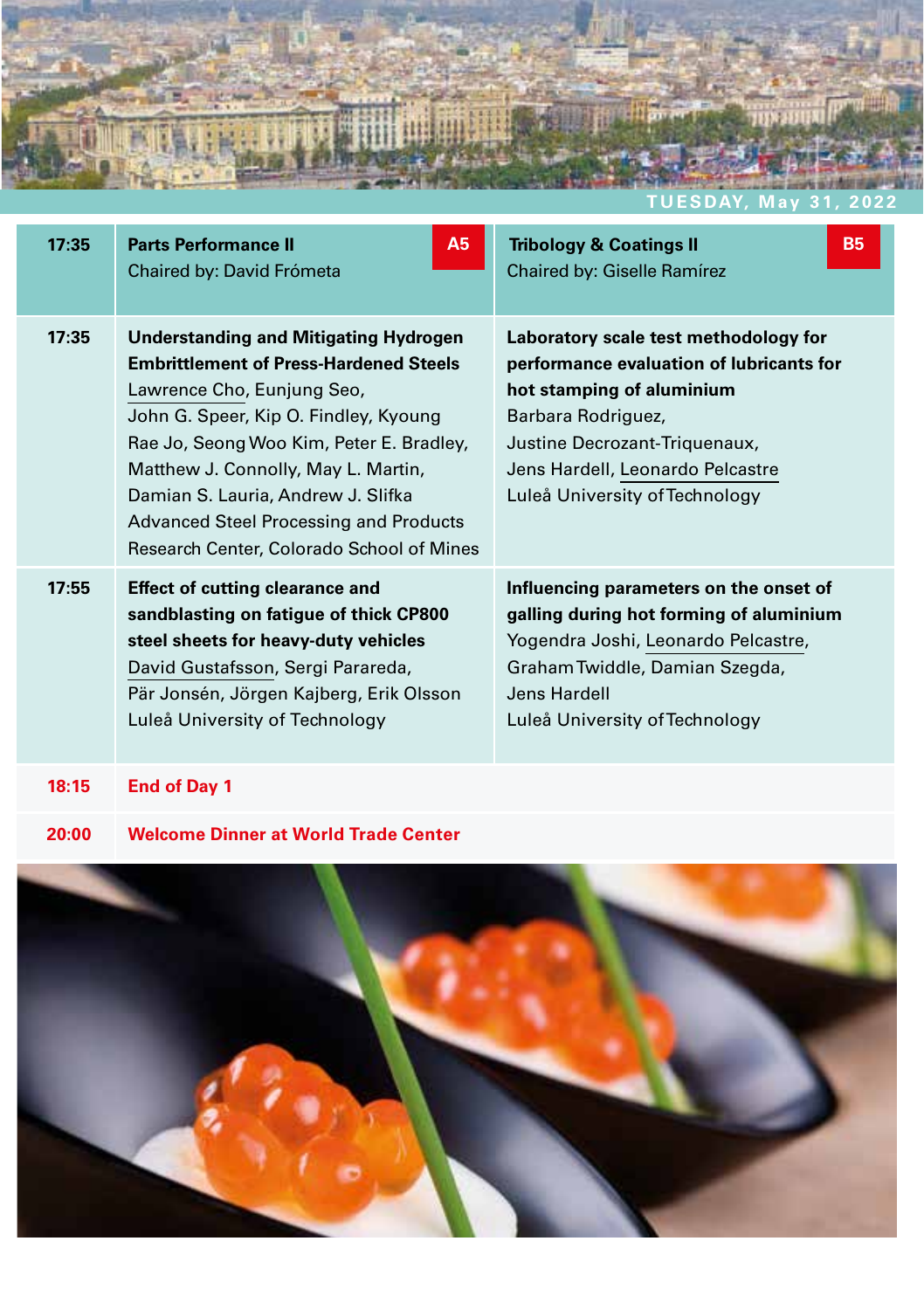TUESDAY, May 31, 2022

| | | |
|---|---|---|
| **17:35** | **Parts Performance II** **A5**<br>Chaired by: David Frómeta | **Tribology & Coatings II** **B5**<br>Chaired by: Giselle Ramírez |
| **17:35** | **Understanding and Mitigating Hydrogen Embrittlement of Press-Hardened Steels**<br>Lawrence Cho, Eunjung Seo, John G. Speer, Kip O. Findley, Kyoung Rae Jo, Seong Woo Kim, Peter E. Bradley, Matthew J. Connolly, May L. Martin, Damian S. Lauria, Andrew J. Slifka<br>Advanced Steel Processing and Products Research Center, Colorado School of Mines | **Laboratory scale test methodology for performance evaluation of lubricants for hot stamping of aluminium**<br>Barbara Rodriguez, Justine Decrozant-Triquenaux, Jens Hardell, Leonardo Pelcastre<br>Luleå University of Technology |
| **17:55** | **Effect of cutting clearance and sandblasting on fatigue of thick CP800 steel sheets for heavy-duty vehicles**<br>David Gustafsson, Sergi Parareda, Pär Jonsén, Jörgen Kajberg, Erik Olsson<br>Luleå University of Technology | **Influencing parameters on the onset of galling during hot forming of aluminium**<br>Yogendra Joshi, Leonardo Pelcastre, Graham Twiddle, Damian Szegda, Jens Hardell<br>Luleå University of Technology |
| **18:15** | **End of Day 1** | |
| **20:00** | **Welcome Dinner at World Trade Center** | |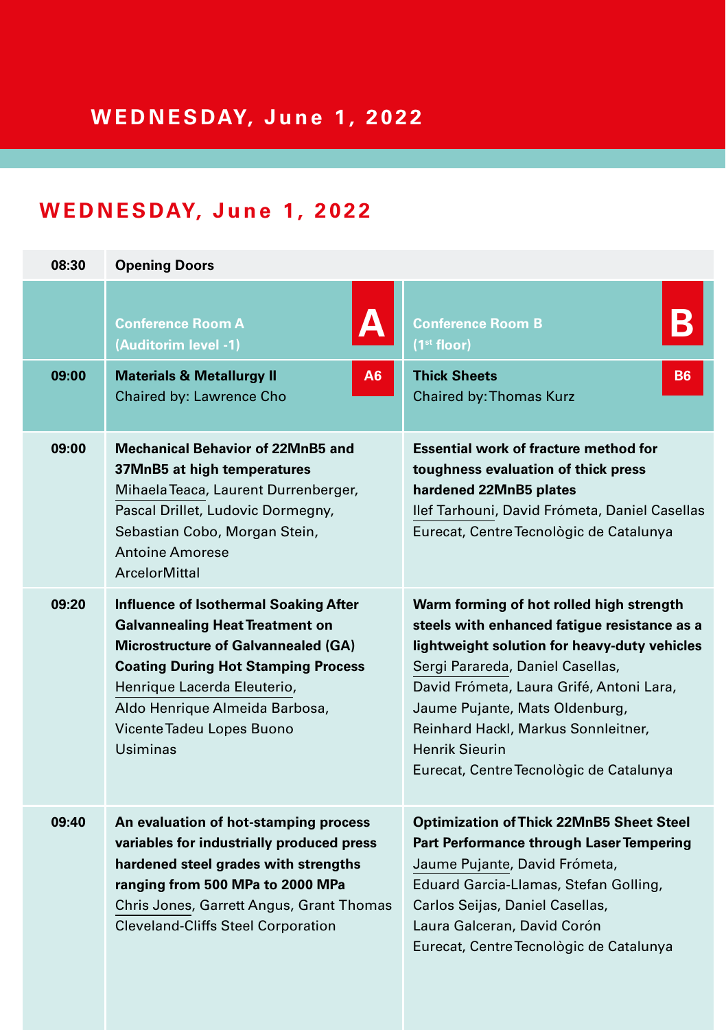# WEDNESDAY, June 1, 2022

## WEDNESDAY, June 1, 2022

| | | |
|---|---|---|
| 08:30 | **Opening Doors** | |
| | **Conference Room A** (Auditorim level -1) **A** | **Conference Room B** (1st floor) **B** |
| 09:00 | **Materials & Metallurgy II** **A6**<br>Chaired by: Lawrence Cho | **Thick Sheets** **B6**<br>Chaired by: Thomas Kurz |
| 09:00 | **Mechanical Behavior of 22MnB5 and 37MnB5 at high temperatures**<br>Mihaela Teaca, Laurent Durrenberger, Pascal Drillet, Ludovic Dormegny, Sebastian Cobo, Morgan Stein, Antoine Amorese<br>ArcelorMittal | **Essential work of fracture method for toughness evaluation of thick press hardened 22MnB5 plates**<br>Ilef Tarhouni, David Frómeta, Daniel Casellas<br>Eurecat, Centre Tecnològic de Catalunya |
| 09:20 | **Influence of Isothermal Soaking After Galvannealing Heat Treatment on Microstructure of Galvannealed (GA) Coating During Hot Stamping Process**<br>Henrique Lacerda Eleuterio, Aldo Henrique Almeida Barbosa, Vicente Tadeu Lopes Buono<br>Usiminas | **Warm forming of hot rolled high strength steels with enhanced fatigue resistance as a lightweight solution for heavy-duty vehicles**<br>Sergi Parareda, Daniel Casellas, David Frómeta, Laura Grifé, Antoni Lara, Jaume Pujante, Mats Oldenburg, Reinhard Hackl, Markus Sonnleitner, Henrik Sieurin<br>Eurecat, Centre Tecnològic de Catalunya |
| 09:40 | **An evaluation of hot-stamping process variables for industrially produced press hardened steel grades with strengths ranging from 500 MPa to 2000 MPa**<br>Chris Jones, Garrett Angus, Grant Thomas<br>Cleveland-Cliffs Steel Corporation | **Optimization of Thick 22MnB5 Sheet Steel Part Performance through Laser Tempering**<br>Jaume Pujante, David Frómeta, Eduard Garcia-Llamas, Stefan Golling, Carlos Seijas, Daniel Casellas, Laura Galceran, David Corón<br>Eurecat, Centre Tecnològic de Catalunya |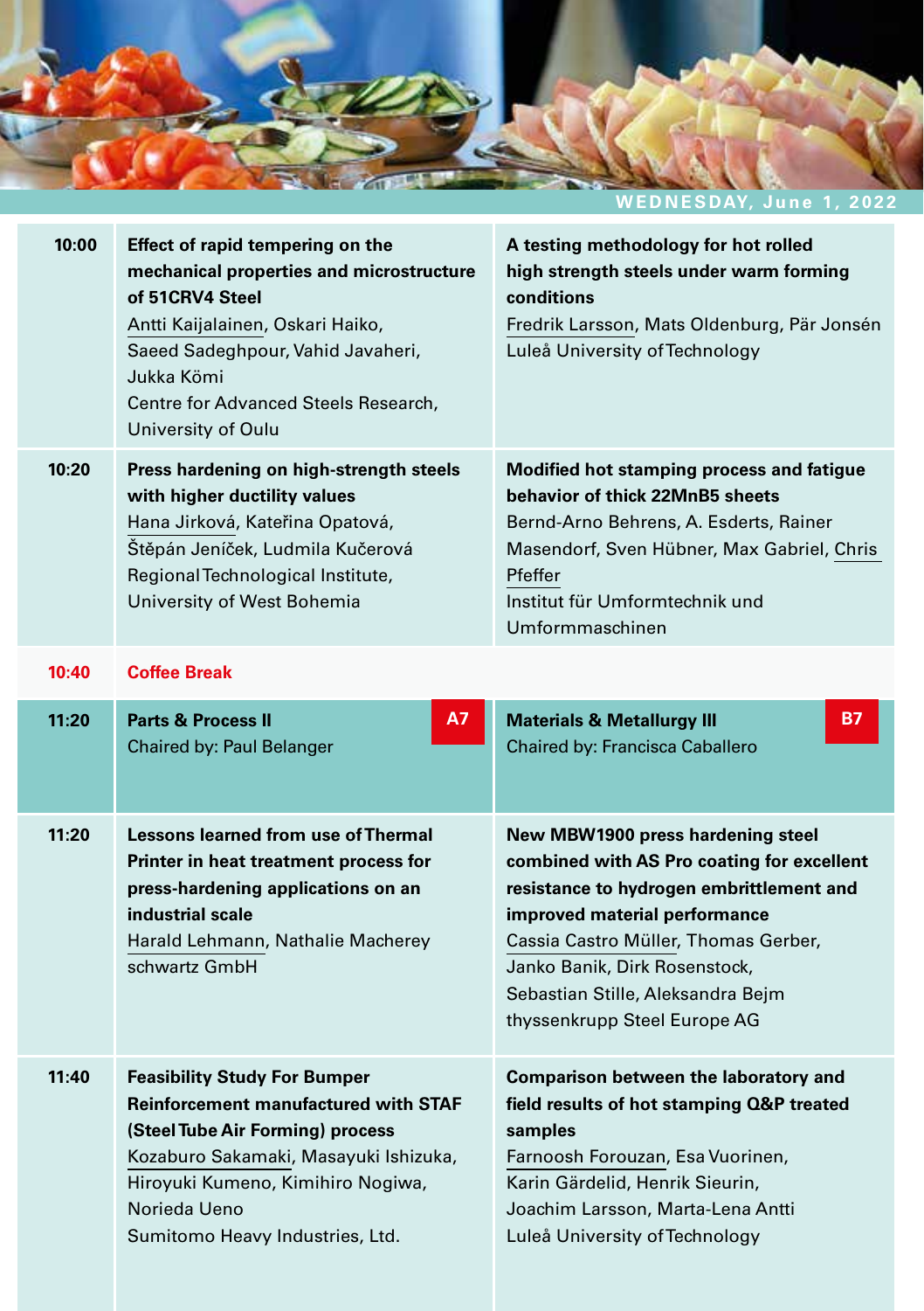## WEDNESDAY, June 1, 2022

| Time | Session A | Session B |
|---|---|---|
| 10:00 | **Effect of rapid tempering on the mechanical properties and microstructure of 51CRV4 Steel**<br>Antti Kaijalainen, Oskari Haiko, Saeed Sadeghpour, Vahid Javaheri, Jukka Kömi<br>Centre for Advanced Steels Research, University of Oulu | **A testing methodology for hot rolled high strength steels under warm forming conditions**<br>Fredrik Larsson, Mats Oldenburg, Pär Jonsén<br>Luleå University of Technology |
| 10:20 | **Press hardening on high-strength steels with higher ductility values**<br>Hana Jirková, Kateřina Opatová, Štěpán Jeníček, Ludmila Kučerová<br>Regional Technological Institute, University of West Bohemia | **Modified hot stamping process and fatigue behavior of thick 22MnB5 sheets**<br>Bernd-Arno Behrens, A. Esderts, Rainer Masendorf, Sven Hübner, Max Gabriel, Chris Pfeffer<br>Institut für Umformtechnik und Umformmaschinen |
| 10:40 | **Coffee Break** | |
| 11:20 | **Parts & Process II** — A7<br>Chaired by: Paul Belanger | **Materials & Metallurgy III** — B7<br>Chaired by: Francisca Caballero |
| 11:20 | **Lessons learned from use of Thermal Printer in heat treatment process for press-hardening applications on an industrial scale**<br>Harald Lehmann, Nathalie Macherey<br>schwartz GmbH | **New MBW1900 press hardening steel combined with AS Pro coating for excellent resistance to hydrogen embrittlement and improved material performance**<br>Cassia Castro Müller, Thomas Gerber, Janko Banik, Dirk Rosenstock, Sebastian Stille, Aleksandra Bejm<br>thyssenkrupp Steel Europe AG |
| 11:40 | **Feasibility Study For Bumper Reinforcement manufactured with STAF (Steel Tube Air Forming) process**<br>Kozaburo Sakamaki, Masayuki Ishizuka, Hiroyuki Kumeno, Kimihiro Nogiwa, Norieda Ueno<br>Sumitomo Heavy Industries, Ltd. | **Comparison between the laboratory and field results of hot stamping Q&P treated samples**<br>Farnoosh Forouzan, Esa Vuorinen, Karin Gärdelid, Henrik Sieurin, Joachim Larsson, Marta-Lena Antti<br>Luleå University of Technology |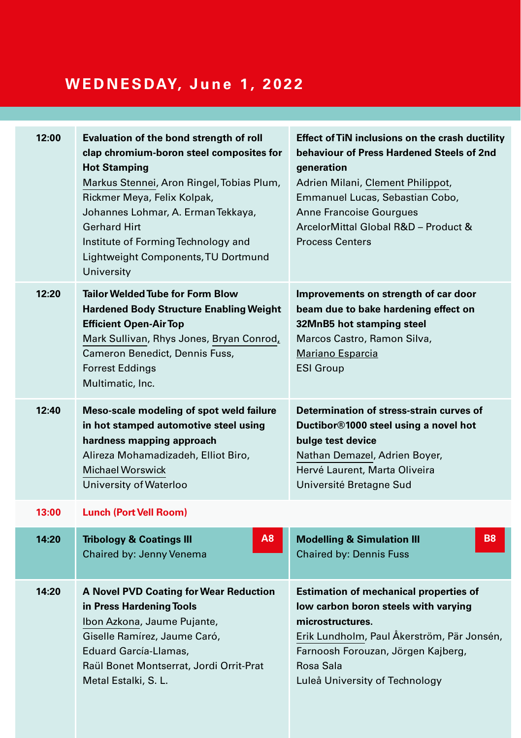# WEDNESDAY, June 1, 2022

| Time | Session A | Session B |
|---|---|---|
| 12:00 | **Evaluation of the bond strength of roll clap chromium-boron steel composites for Hot Stamping**<br>Markus Stennei, Aron Ringel, Tobias Plum, Rickmer Meya, Felix Kolpak, Johannes Lohmar, A. Erman Tekkaya, Gerhard Hirt<br>Institute of Forming Technology and Lightweight Components, TU Dortmund University | **Effect of TiN inclusions on the crash ductility behaviour of Press Hardened Steels of 2nd generation**<br>Adrien Milani, Clement Philippot, Emmanuel Lucas, Sebastian Cobo, Anne Francoise Gourgues<br>ArcelorMittal Global R&D – Product & Process Centers |
| 12:20 | **Tailor Welded Tube for Form Blow Hardened Body Structure Enabling Weight Efficient Open-Air Top**<br>Mark Sullivan, Rhys Jones, Bryan Conrod, Cameron Benedict, Dennis Fuss, Forrest Eddings<br>Multimatic, Inc. | **Improvements on strength of car door beam due to bake hardening effect on 32MnB5 hot stamping steel**<br>Marcos Castro, Ramon Silva, Mariano Esparcia<br>ESI Group |
| 12:40 | **Meso-scale modeling of spot weld failure in hot stamped automotive steel using hardness mapping approach**<br>Alireza Mohamadizadeh, Elliot Biro, Michael Worswick<br>University of Waterloo | **Determination of stress-strain curves of Ductibor®1000 steel using a novel hot bulge test device**<br>Nathan Demazel, Adrien Boyer, Hervé Laurent, Marta Oliveira<br>Université Bretagne Sud |
| 13:00 | **Lunch (Port Vell Room)** | |
| 14:20 | **Tribology & Coatings III** — A8<br>Chaired by: Jenny Venema | **Modelling & Simulation III** — B8<br>Chaired by: Dennis Fuss |
| 14:20 | **A Novel PVD Coating for Wear Reduction in Press Hardening Tools**<br>Ibon Azkona, Jaume Pujante, Giselle Ramírez, Jaume Caró, Eduard García-Llamas, Raül Bonet Montserrat, Jordi Orrit-Prat<br>Metal Estalki, S. L. | **Estimation of mechanical properties of low carbon boron steels with varying microstructures.**<br>Erik Lundholm, Paul Åkerström, Pär Jonsén, Farnoosh Forouzan, Jörgen Kajberg, Rosa Sala<br>Luleå University of Technology |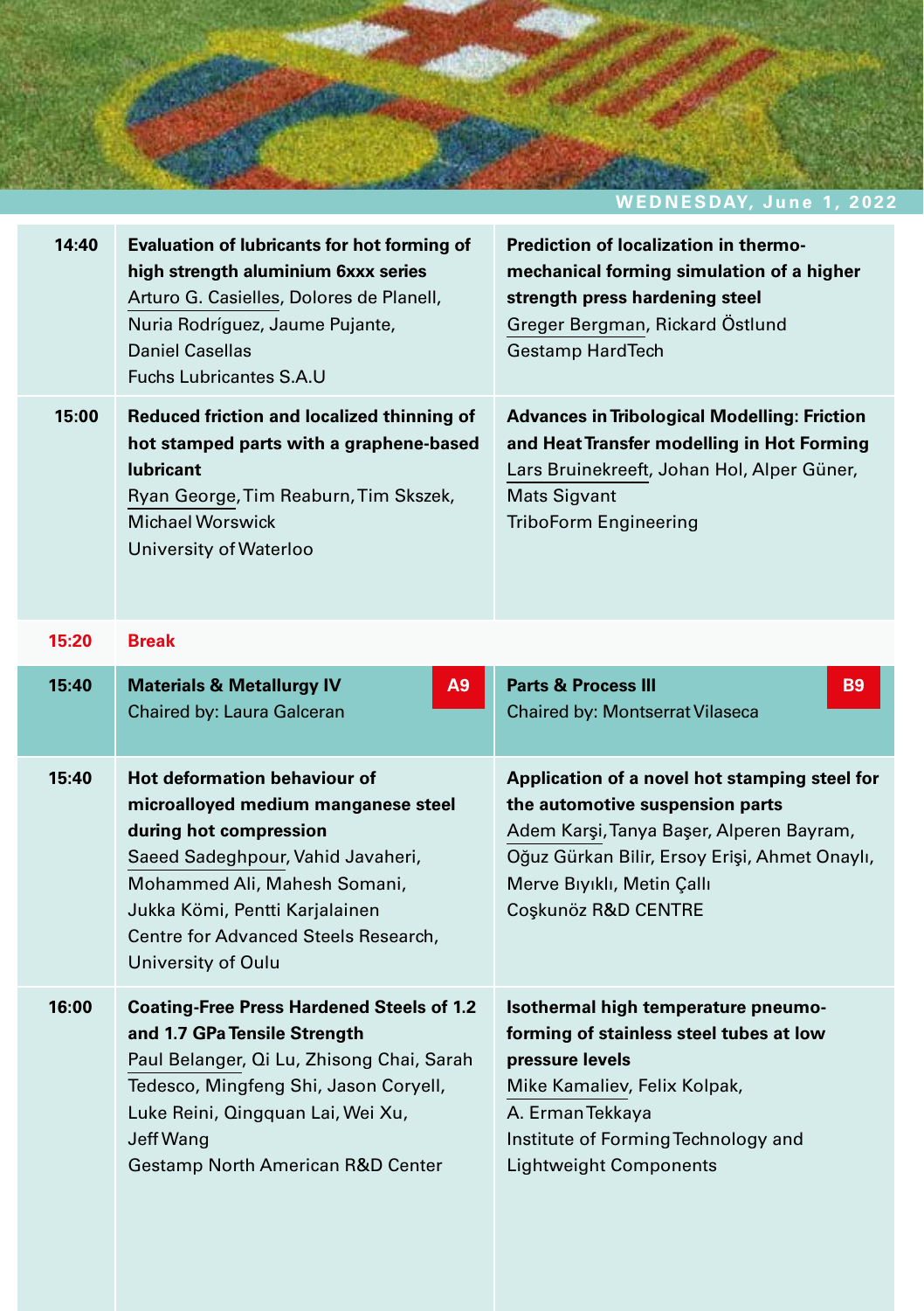## WEDNESDAY, June 1, 2022

| Time | Session A | Session B |
|---|---|---|
| 14:40 | **Evaluation of lubricants for hot forming of high strength aluminium 6xxx series**<br>Arturo G. Casielles, Dolores de Planell, Nuria Rodríguez, Jaume Pujante, Daniel Casellas<br>Fuchs Lubricantes S.A.U | **Prediction of localization in thermo-mechanical forming simulation of a higher strength press hardening steel**<br>Greger Bergman, Rickard Östlund<br>Gestamp HardTech |
| 15:00 | **Reduced friction and localized thinning of hot stamped parts with a graphene-based lubricant**<br>Ryan George, Tim Reaburn, Tim Skszek, Michael Worswick<br>University of Waterloo | **Advances in Tribological Modelling: Friction and Heat Transfer modelling in Hot Forming**<br>Lars Bruinekreeft, Johan Hol, Alper Güner, Mats Sigvant<br>TriboForm Engineering |
| 15:20 | **Break** | |
| 15:40 | **Materials & Metallurgy IV** **A9**<br>Chaired by: Laura Galceran | **Parts & Process III** **B9**<br>Chaired by: Montserrat Vilaseca |
| 15:40 | **Hot deformation behaviour of microalloyed medium manganese steel during hot compression**<br>Saeed Sadeghpour, Vahid Javaheri, Mohammed Ali, Mahesh Somani, Jukka Kömi, Pentti Karjalainen<br>Centre for Advanced Steels Research, University of Oulu | **Application of a novel hot stamping steel for the automotive suspension parts**<br>Adem Karşi, Tanya Başer, Alperen Bayram, Oğuz Gürkan Bilir, Ersoy Erişi, Ahmet Onaylı, Merve Bıyıklı, Metin Çallı<br>Coşkunöz R&D CENTRE |
| 16:00 | **Coating-Free Press Hardened Steels of 1.2 and 1.7 GPa Tensile Strength**<br>Paul Belanger, Qi Lu, Zhisong Chai, Sarah Tedesco, Mingfeng Shi, Jason Coryell, Luke Reini, Qingquan Lai, Wei Xu, Jeff Wang<br>Gestamp North American R&D Center | **Isothermal high temperature pneumo-forming of stainless steel tubes at low pressure levels**<br>Mike Kamaliev, Felix Kolpak, A. Erman Tekkaya<br>Institute of Forming Technology and Lightweight Components |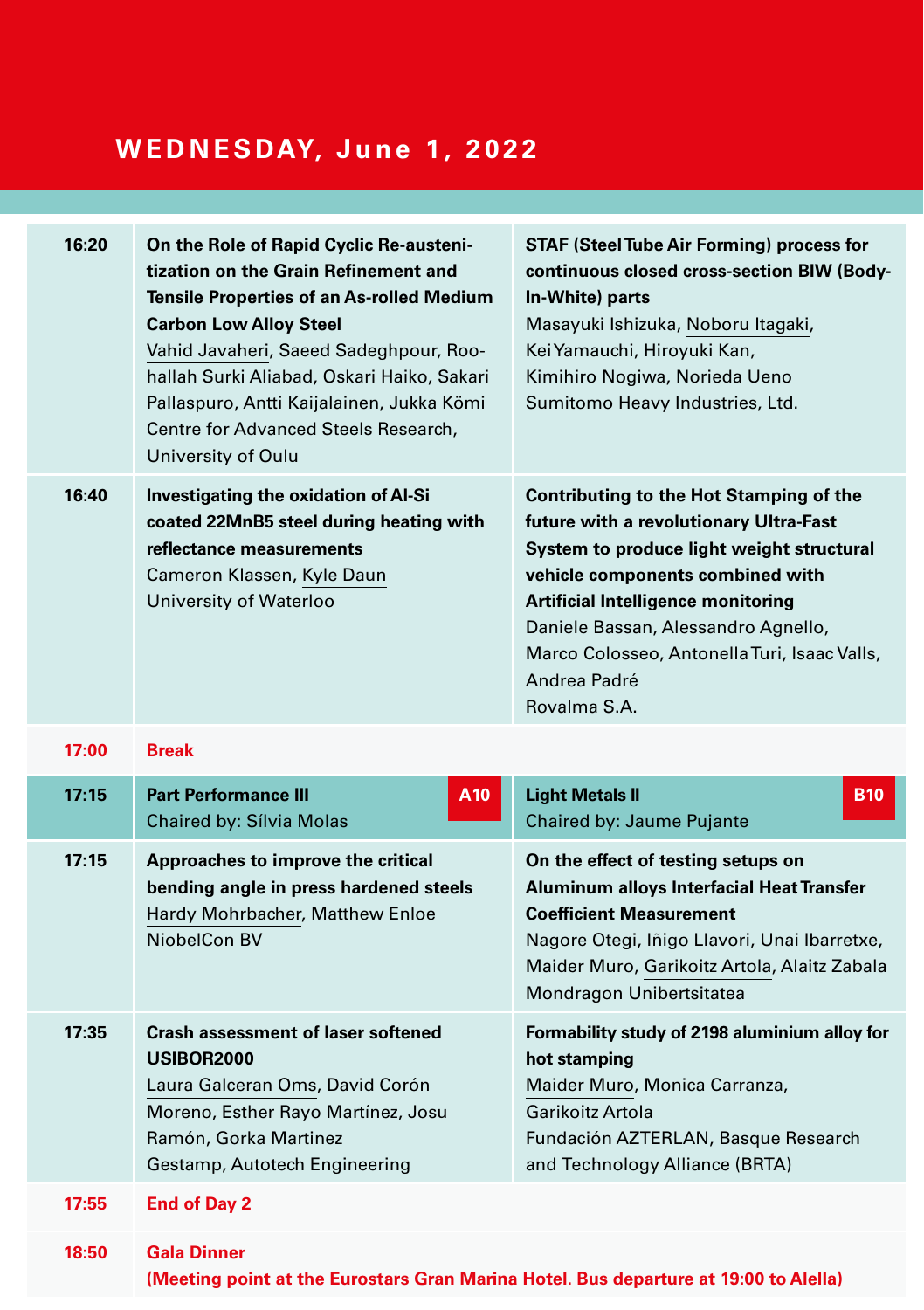## WEDNESDAY, June 1, 2022

| Time | | |
|---|---|---|
| 16:20 | **On the Role of Rapid Cyclic Re-austenitization on the Grain Refinement and Tensile Properties of an As-rolled Medium Carbon Low Alloy Steel**<br>Vahid Javaheri, Saeed Sadeghpour, Roohallah Surki Aliabad, Oskari Haiko, Sakari Pallaspuro, Antti Kaijalainen, Jukka Kömi<br>Centre for Advanced Steels Research, University of Oulu | **STAF (Steel Tube Air Forming) process for continuous closed cross-section BIW (Body-In-White) parts**<br>Masayuki Ishizuka, Noboru Itagaki, Kei Yamauchi, Hiroyuki Kan, Kimihiro Nogiwa, Norieda Ueno<br>Sumitomo Heavy Industries, Ltd. |
| 16:40 | **Investigating the oxidation of Al-Si coated 22MnB5 steel during heating with reflectance measurements**<br>Cameron Klassen, Kyle Daun<br>University of Waterloo | **Contributing to the Hot Stamping of the future with a revolutionary Ultra-Fast System to produce light weight structural vehicle components combined with Artificial Intelligence monitoring**<br>Daniele Bassan, Alessandro Agnello, Marco Colosseo, Antonella Turi, Isaac Valls, Andrea Padré<br>Rovalma S.A. |
| 17:00 | **Break** | |
| 17:15 | **Part Performance III** — A10<br>Chaired by: Sílvia Molas | **Light Metals II** — B10<br>Chaired by: Jaume Pujante |
| 17:15 | **Approaches to improve the critical bending angle in press hardened steels**<br>Hardy Mohrbacher, Matthew Enloe<br>NiobelCon BV | **On the effect of testing setups on Aluminum alloys Interfacial Heat Transfer Coefficient Measurement**<br>Nagore Otegi, Iñigo Llavori, Unai Ibarretxe, Maider Muro, Garikoitz Artola, Alaitz Zabala<br>Mondragon Unibertsitatea |
| 17:35 | **Crash assessment of laser softened USIBOR2000**<br>Laura Galceran Oms, David Corón Moreno, Esther Rayo Martínez, Josu Ramón, Gorka Martinez<br>Gestamp, Autotech Engineering | **Formability study of 2198 aluminium alloy for hot stamping**<br>Maider Muro, Monica Carranza, Garikoitz Artola<br>Fundación AZTERLAN, Basque Research and Technology Alliance (BRTA) |
| 17:55 | **End of Day 2** | |
| 18:50 | **Gala Dinner**<br>**(Meeting point at the Eurostars Gran Marina Hotel. Bus departure at 19:00 to Alella)** | |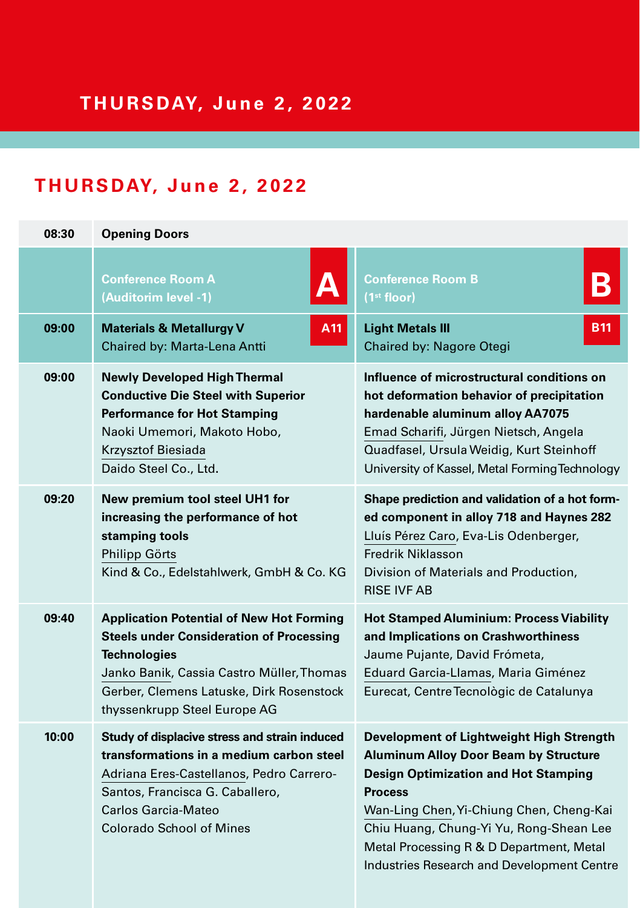# THURSDAY, June 2, 2022

## THURSDAY, June 2, 2022

| Time | Conference Room A (Auditorim level -1) — A | Conference Room B (1st floor) — B |
|---|---|---|
| 08:30 | **Opening Doors** | |
| 09:00 | **Materials & Metallurgy V** — A11<br>Chaired by: Marta-Lena Antti | **Light Metals III** — B11<br>Chaired by: Nagore Otegi |
| 09:00 | **Newly Developed High Thermal Conductive Die Steel with Superior Performance for Hot Stamping**<br>Naoki Umemori, Makoto Hobo, Krzysztof Biesiada<br>Daido Steel Co., Ltd. | **Influence of microstructural conditions on hot deformation behavior of precipitation hardenable aluminum alloy AA7075**<br>Emad Scharifi, Jürgen Nietsch, Angela Quadfasel, Ursula Weidig, Kurt Steinhoff<br>University of Kassel, Metal Forming Technology |
| 09:20 | **New premium tool steel UH1 for increasing the performance of hot stamping tools**<br>Philipp Görts<br>Kind & Co., Edelstahlwerk, GmbH & Co. KG | **Shape prediction and validation of a hot formed component in alloy 718 and Haynes 282**<br>Lluís Pérez Caro, Eva-Lis Odenberger, Fredrik Niklasson<br>Division of Materials and Production, RISE IVF AB |
| 09:40 | **Application Potential of New Hot Forming Steels under Consideration of Processing Technologies**<br>Janko Banik, Cassia Castro Müller, Thomas Gerber, Clemens Latuske, Dirk Rosenstock<br>thyssenkrupp Steel Europe AG | **Hot Stamped Aluminium: Process Viability and Implications on Crashworthiness**<br>Jaume Pujante, David Frómeta, Eduard Garcia-Llamas, Maria Giménez<br>Eurecat, Centre Tecnològic de Catalunya |
| 10:00 | **Study of displacive stress and strain induced transformations in a medium carbon steel**<br>Adriana Eres-Castellanos, Pedro Carrero-Santos, Francisca G. Caballero, Carlos Garcia-Mateo<br>Colorado School of Mines | **Development of Lightweight High Strength Aluminum Alloy Door Beam by Structure Design Optimization and Hot Stamping Process**<br>Wan-Ling Chen, Yi-Chiung Chen, Cheng-Kai Chiu Huang, Chung-Yi Yu, Rong-Shean Lee<br>Metal Processing R & D Department, Metal Industries Research and Development Centre |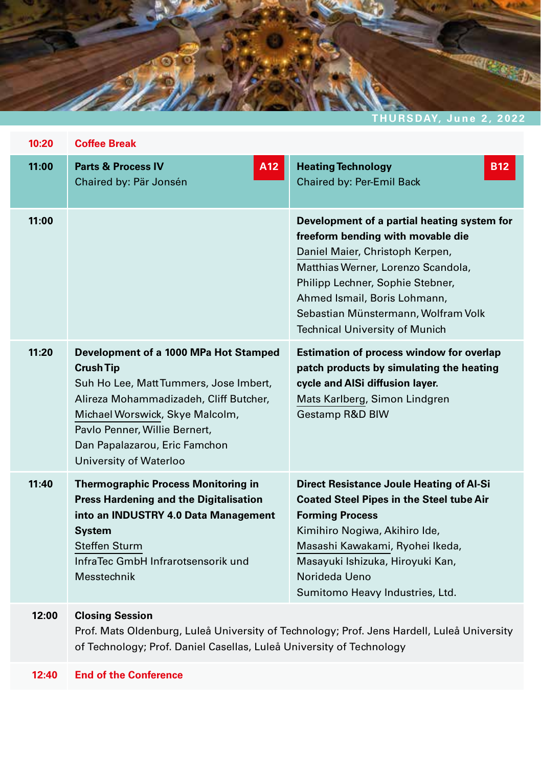THURSDAY, June 2, 2022

| Time | A | B |
|---|---|---|
| 10:20 | **Coffee Break** | |
| 11:00 | **Parts & Process IV** (A12)<br>Chaired by: Pär Jonsén | **Heating Technology** (B12)<br>Chaired by: Per-Emil Back |
| 11:00 | | **Development of a partial heating system for freeform bending with movable die**<br>Daniel Maier, Christoph Kerpen, Matthias Werner, Lorenzo Scandola, Philipp Lechner, Sophie Stebner, Ahmed Ismail, Boris Lohmann, Sebastian Münstermann, Wolfram Volk<br>Technical University of Munich |
| 11:20 | **Development of a 1000 MPa Hot Stamped Crush Tip**<br>Suh Ho Lee, Matt Tummers, Jose Imbert, Alireza Mohammadizadeh, Cliff Butcher, Michael Worswick, Skye Malcolm, Pavlo Penner, Willie Bernert, Dan Papalazarou, Eric Famchon<br>University of Waterloo | **Estimation of process window for overlap patch products by simulating the heating cycle and AlSi diffusion layer.**<br>Mats Karlberg, Simon Lindgren<br>Gestamp R&D BIW |
| 11:40 | **Thermographic Process Monitoring in Press Hardening and the Digitalisation into an INDUSTRY 4.0 Data Management System**<br>Steffen Sturm<br>InfraTec GmbH Infrarotsensorik und Messtechnik | **Direct Resistance Joule Heating of Al-Si Coated Steel Pipes in the Steel tube Air Forming Process**<br>Kimihiro Nogiwa, Akihiro Ide, Masashi Kawakami, Ryohei Ikeda, Masayuki Ishizuka, Hiroyuki Kan, Norideda Ueno<br>Sumitomo Heavy Industries, Ltd. |
| 12:00 | **Closing Session**<br>Prof. Mats Oldenburg, Luleå University of Technology; Prof. Jens Hardell, Luleå University of Technology; Prof. Daniel Casellas, Luleå University of Technology | |
| 12:40 | **End of the Conference** | |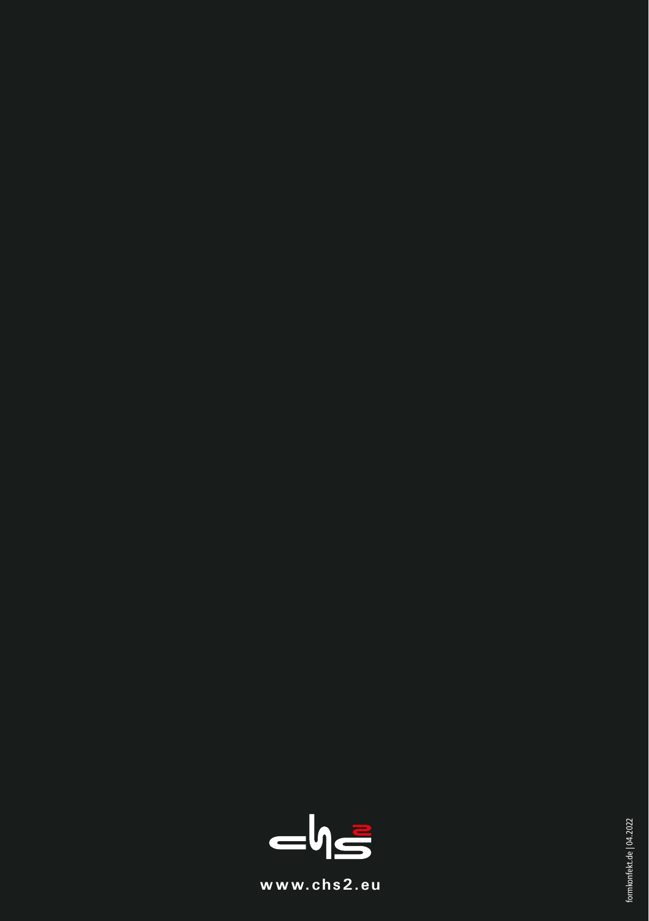www.chs2.eu

formkonfekt.de | 04.2022